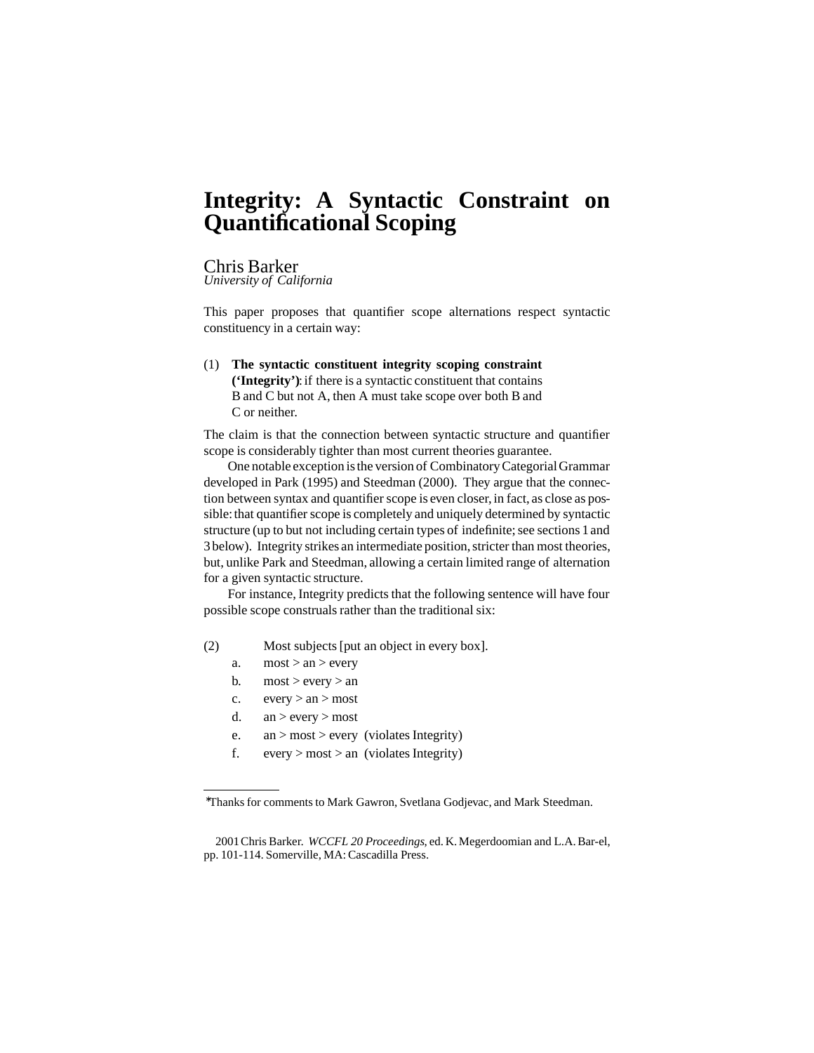# Integrity: A Syntactic Constraint on Quantificational Scoping

Chris Barker
*University of California*

This paper proposes that quantifier scope alternations respect syntactic constituency in a certain way:

(1) **The syntactic constituent integrity scoping constraint ('Integrity')**: if there is a syntactic constituent that contains B and C but not A, then A must take scope over both B and C or neither.

The claim is that the connection between syntactic structure and quantifier scope is considerably tighter than most current theories guarantee.

One notable exception is the version of Combinatory Categorial Grammar developed in Park (1995) and Steedman (2000). They argue that the connection between syntax and quantifier scope is even closer, in fact, as close as possible: that quantifier scope is completely and uniquely determined by syntactic structure (up to but not including certain types of indefinite; see sections 1 and 3 below). Integrity strikes an intermediate position, stricter than most theories, but, unlike Park and Steedman, allowing a certain limited range of alternation for a given syntactic structure.

For instance, Integrity predicts that the following sentence will have four possible scope construals rather than the traditional six:

(2) Most subjects [put an object in every box].
   a. most > an > every
   b. most > every > an
   c. every > an > most
   d. an > every > most
   e. an > most > every (violates Integrity)
   f. every > most > an (violates Integrity)

*Thanks for comments to Mark Gawron, Svetlana Godjevac, and Mark Steedman.

2001 Chris Barker. *WCCFL 20 Proceedings*, ed. K. Megerdoomian and L.A. Bar-el, pp. 101-114. Somerville, MA: Cascadilla Press.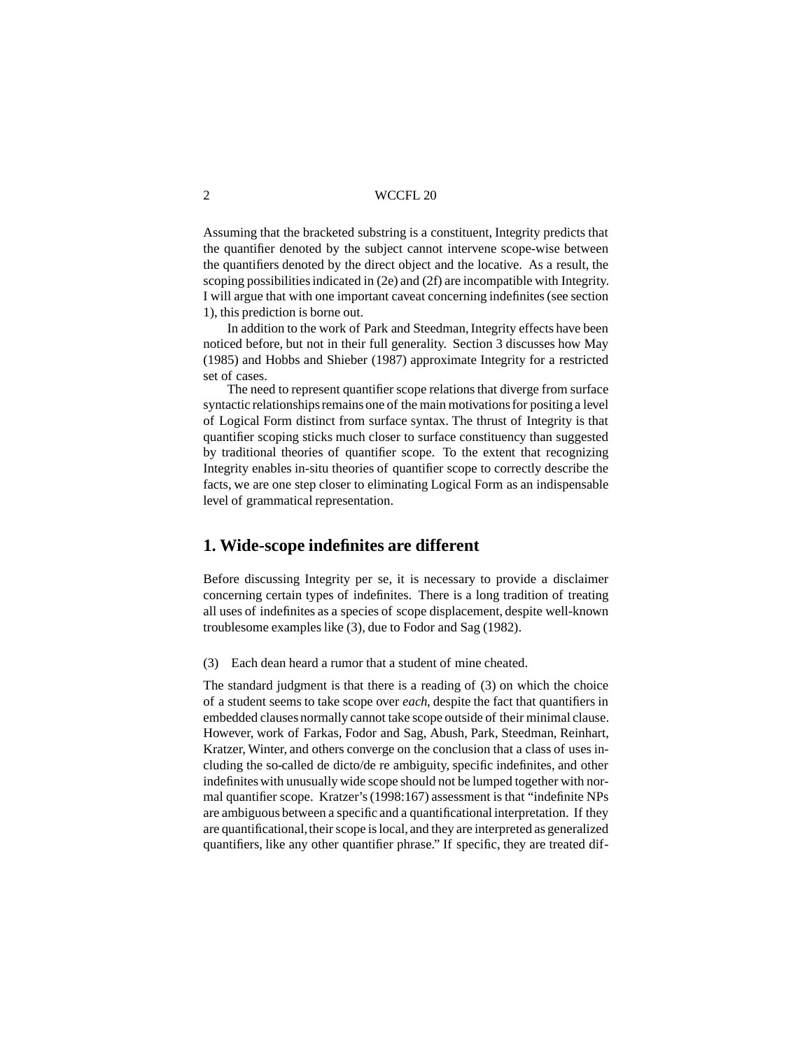Assuming that the bracketed substring is a constituent, Integrity predicts that the quantifier denoted by the subject cannot intervene scope-wise between the quantifiers denoted by the direct object and the locative. As a result, the scoping possibilities indicated in (2e) and (2f) are incompatible with Integrity. I will argue that with one important caveat concerning indefinites (see section 1), this prediction is borne out.

In addition to the work of Park and Steedman, Integrity effects have been noticed before, but not in their full generality. Section 3 discusses how May (1985) and Hobbs and Shieber (1987) approximate Integrity for a restricted set of cases.

The need to represent quantifier scope relations that diverge from surface syntactic relationships remains one of the main motivations for positing a level of Logical Form distinct from surface syntax. The thrust of Integrity is that quantifier scoping sticks much closer to surface constituency than suggested by traditional theories of quantifier scope. To the extent that recognizing Integrity enables in-situ theories of quantifier scope to correctly describe the facts, we are one step closer to eliminating Logical Form as an indispensable level of grammatical representation.

## 1. Wide-scope indefinites are different

Before discussing Integrity per se, it is necessary to provide a disclaimer concerning certain types of indefinites. There is a long tradition of treating all uses of indefinites as a species of scope displacement, despite well-known troublesome examples like (3), due to Fodor and Sag (1982).

(3) Each dean heard a rumor that a student of mine cheated.

The standard judgment is that there is a reading of (3) on which the choice of a student seems to take scope over *each*, despite the fact that quantifiers in embedded clauses normally cannot take scope outside of their minimal clause. However, work of Farkas, Fodor and Sag, Abush, Park, Steedman, Reinhart, Kratzer, Winter, and others converge on the conclusion that a class of uses including the so-called de dicto/de re ambiguity, specific indefinites, and other indefinites with unusually wide scope should not be lumped together with normal quantifier scope. Kratzer's (1998:167) assessment is that "indefinite NPs are ambiguous between a specific and a quantificational interpretation. If they are quantificational, their scope is local, and they are interpreted as generalized quantifiers, like any other quantifier phrase." If specific, they are treated dif-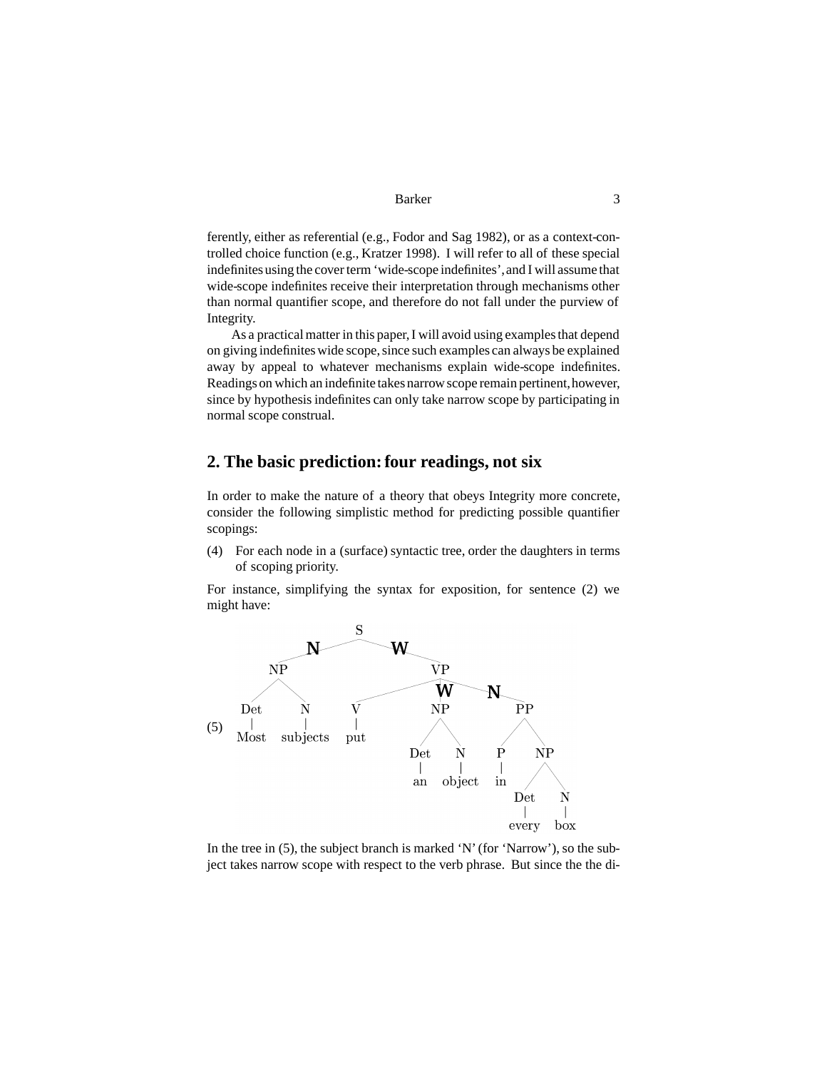ferently, either as referential (e.g., Fodor and Sag 1982), or as a context-controlled choice function (e.g., Kratzer 1998). I will refer to all of these special indefinites using the cover term 'wide-scope indefinites', and I will assume that wide-scope indefinites receive their interpretation through mechanisms other than normal quantifier scope, and therefore do not fall under the purview of Integrity.

As a practical matter in this paper, I will avoid using examples that depend on giving indefinites wide scope, since such examples can always be explained away by appeal to whatever mechanisms explain wide-scope indefinites. Readings on which an indefinite takes narrow scope remain pertinent, however, since by hypothesis indefinites can only take narrow scope by participating in normal scope construal.

## 2. The basic prediction: four readings, not six

In order to make the nature of a theory that obeys Integrity more concrete, consider the following simplistic method for predicting possible quantifier scopings:

(4) For each node in a (surface) syntactic tree, order the daughters in terms of scoping priority.

For instance, simplifying the syntax for exposition, for sentence (2) we might have:

(5)

```
                S
          N /       \ W
          NP          VP
         /  \      /   |W    \N
       Det   N    V    NP      PP
        |    |    |   /  \    /  \
      Most subjects put Det N  P    NP
                       |   |   |   /  \
                       an object in Det  N
                                    |    |
                                  every  box
```

In the tree in (5), the subject branch is marked 'N' (for 'Narrow'), so the subject takes narrow scope with respect to the verb phrase. But since the the di-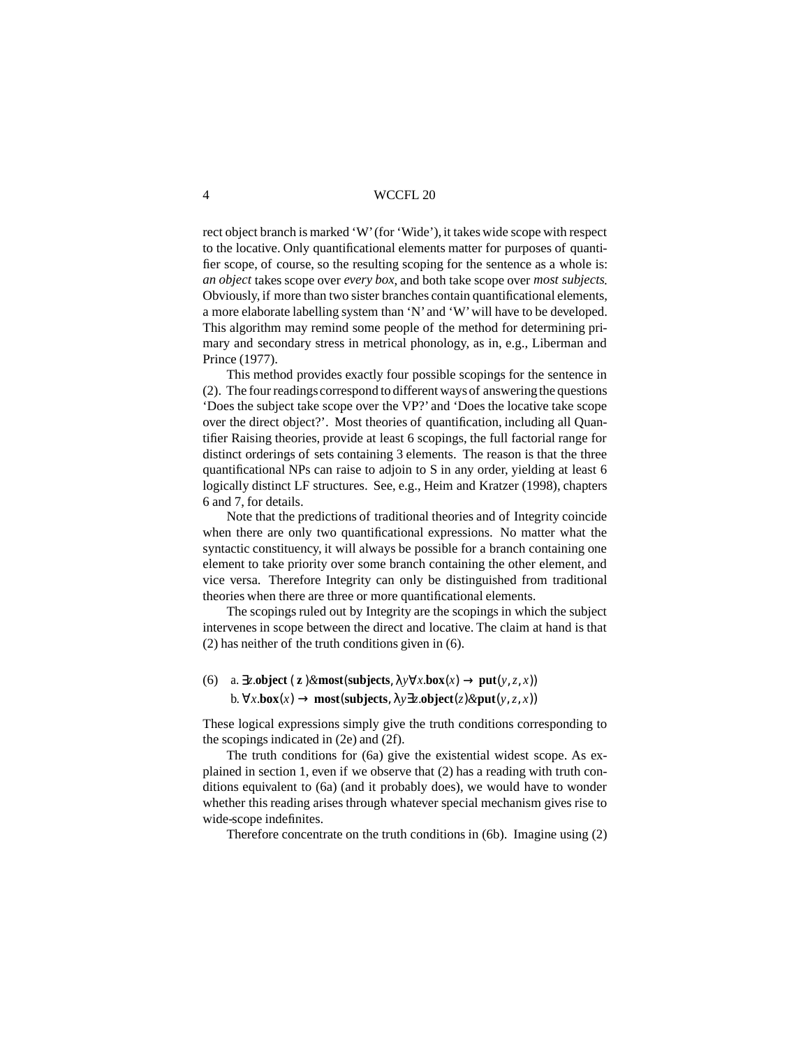rect object branch is marked 'W' (for 'Wide'), it takes wide scope with respect to the locative. Only quantificational elements matter for purposes of quantifier scope, of course, so the resulting scoping for the sentence as a whole is: *an object* takes scope over *every box*, and both take scope over *most subjects*. Obviously, if more than two sister branches contain quantificational elements, a more elaborate labelling system than 'N' and 'W' will have to be developed. This algorithm may remind some people of the method for determining primary and secondary stress in metrical phonology, as in, e.g., Liberman and Prince (1977).

This method provides exactly four possible scopings for the sentence in (2). The four readings correspond to different ways of answering the questions 'Does the subject take scope over the VP?' and 'Does the locative take scope over the direct object?'. Most theories of quantification, including all Quantifier Raising theories, provide at least 6 scopings, the full factorial range for distinct orderings of sets containing 3 elements. The reason is that the three quantificational NPs can raise to adjoin to S in any order, yielding at least 6 logically distinct LF structures. See, e.g., Heim and Kratzer (1998), chapters 6 and 7, for details.

Note that the predictions of traditional theories and of Integrity coincide when there are only two quantificational expressions. No matter what the syntactic constituency, it will always be possible for a branch containing one element to take priority over some branch containing the other element, and vice versa. Therefore Integrity can only be distinguished from traditional theories when there are three or more quantificational elements.

The scopings ruled out by Integrity are the scopings in which the subject intervenes in scope between the direct and locative. The claim at hand is that (2) has neither of the truth conditions given in (6).

(6) a. $\exists z.\mathbf{object}(\mathbf{z}) \& \mathbf{most}(\mathbf{subjects}, \lambda y \forall x.\mathbf{box}(x) \rightarrow \mathbf{put}(y,z,x))$

b. $\forall x.\mathbf{box}(x) \rightarrow \mathbf{most}(\mathbf{subjects}, \lambda y \exists z.\mathbf{object}(z) \& \mathbf{put}(y,z,x))$

These logical expressions simply give the truth conditions corresponding to the scopings indicated in (2e) and (2f).

The truth conditions for (6a) give the existential widest scope. As explained in section 1, even if we observe that (2) has a reading with truth conditions equivalent to (6a) (and it probably does), we would have to wonder whether this reading arises through whatever special mechanism gives rise to wide-scope indefinites.

Therefore concentrate on the truth conditions in (6b). Imagine using (2)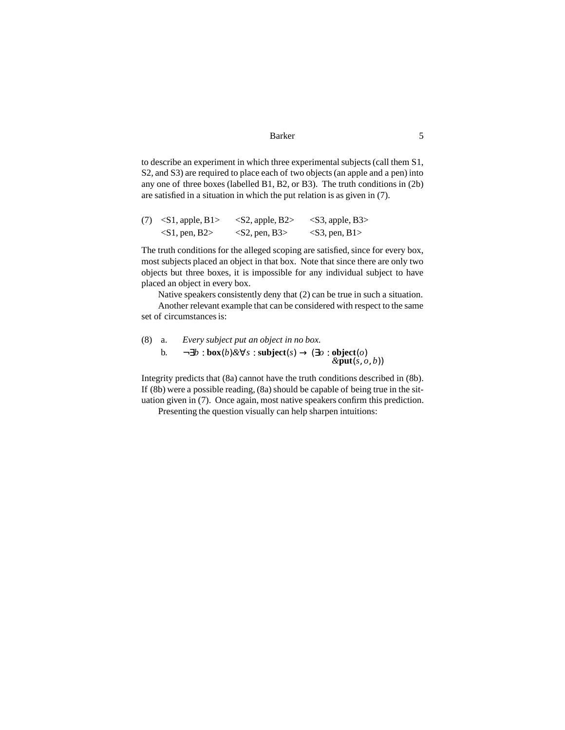to describe an experiment in which three experimental subjects (call them S1, S2, and S3) are required to place each of two objects (an apple and a pen) into any one of three boxes (labelled B1, B2, or B3). The truth conditions in (2b) are satisfied in a situation in which the put relation is as given in (7).

(7) <S1, apple, B1> &nbsp;&nbsp; <S2, apple, B2> &nbsp;&nbsp; <S3, apple, B3>
&nbsp;&nbsp;&nbsp;&nbsp;&nbsp;&nbsp;<S1, pen, B2> &nbsp;&nbsp; <S2, pen, B3> &nbsp;&nbsp; <S3, pen, B1>

The truth conditions for the alleged scoping are satisfied, since for every box, most subjects placed an object in that box. Note that since there are only two objects but three boxes, it is impossible for any individual subject to have placed an object in every box.

Native speakers consistently deny that (2) can be true in such a situation.

Another relevant example that can be considered with respect to the same set of circumstances is:

(8) a. *Every subject put an object in no box.*

&nbsp;&nbsp;&nbsp;&nbsp;&nbsp;&nbsp;b. $\neg\exists b : \mathbf{box}(b) \& \forall s : \mathbf{subject}(s) \rightarrow (\exists o : \mathbf{object}(o) \& \mathbf{put}(s, o, b))$

Integrity predicts that (8a) cannot have the truth conditions described in (8b). If (8b) were a possible reading, (8a) should be capable of being true in the situation given in (7). Once again, most native speakers confirm this prediction.

Presenting the question visually can help sharpen intuitions: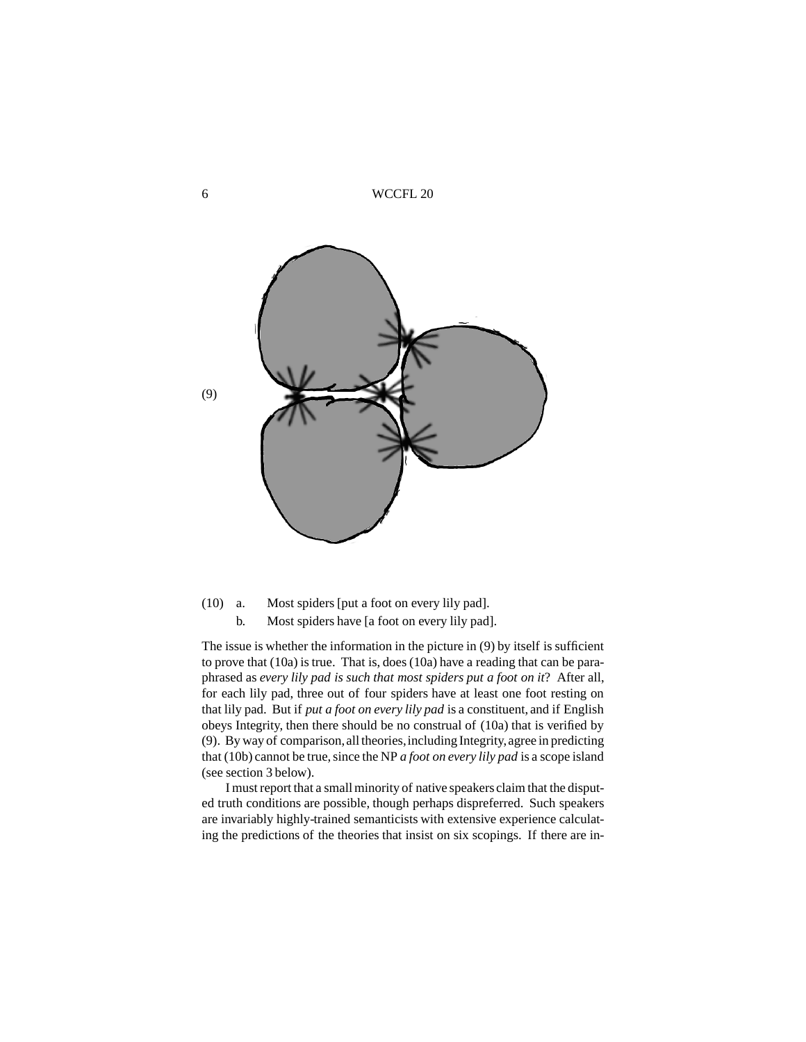(9)

(10) a. Most spiders [put a foot on every lily pad].

b. Most spiders have [a foot on every lily pad].

The issue is whether the information in the picture in (9) by itself is sufficient to prove that (10a) is true. That is, does (10a) have a reading that can be paraphrased as *every lily pad is such that most spiders put a foot on it*? After all, for each lily pad, three out of four spiders have at least one foot resting on that lily pad. But if *put a foot on every lily pad* is a constituent, and if English obeys Integrity, then there should be no construal of (10a) that is verified by (9). By way of comparison, all theories, including Integrity, agree in predicting that (10b) cannot be true, since the NP *a foot on every lily pad* is a scope island (see section 3 below).

I must report that a small minority of native speakers claim that the disputed truth conditions are possible, though perhaps dispreferred. Such speakers are invariably highly-trained semanticists with extensive experience calculating the predictions of the theories that insist on six scopings. If there are in-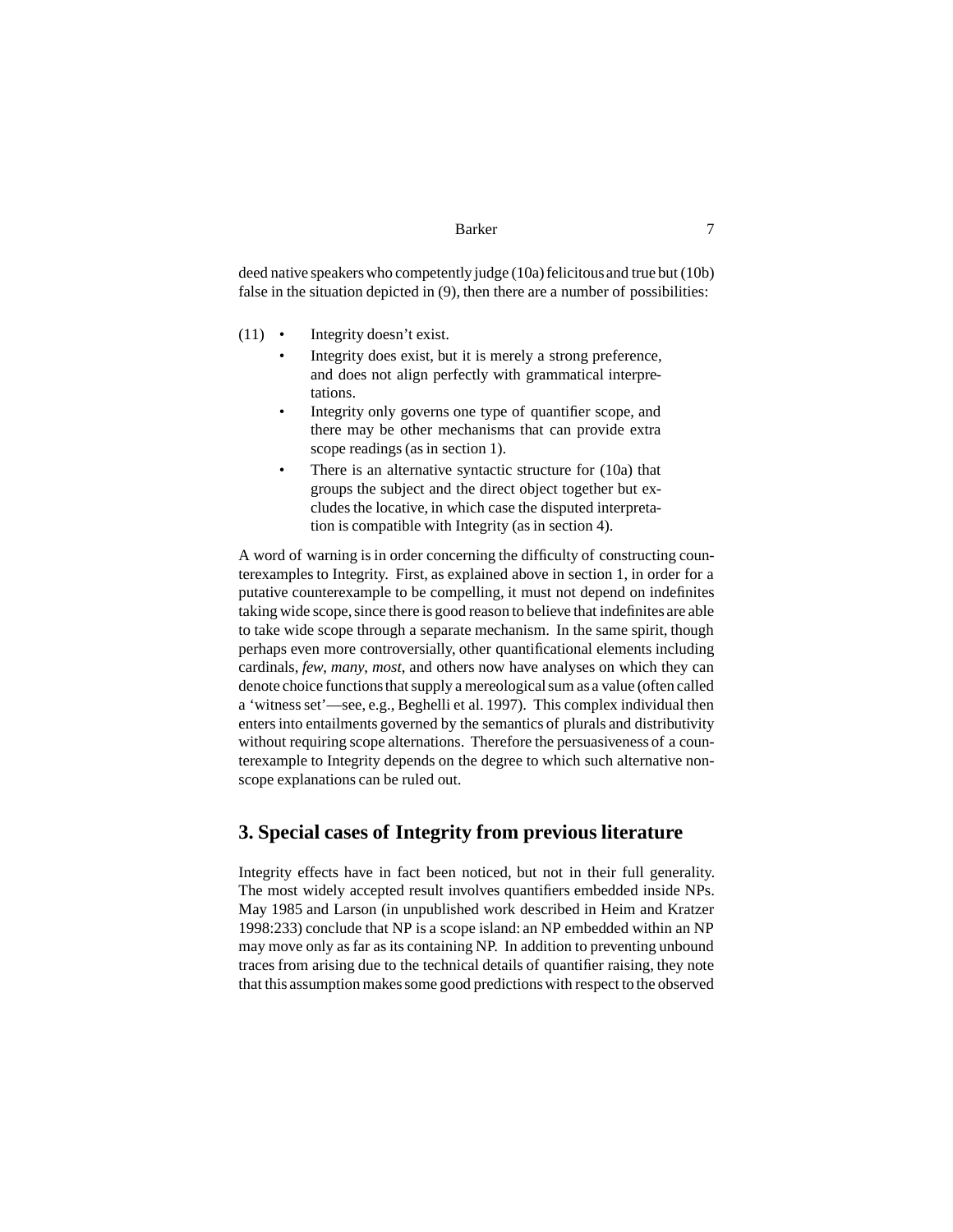deed native speakers who competently judge (10a) felicitous and true but (10b) false in the situation depicted in (9), then there are a number of possibilities:

(11)
- Integrity doesn't exist.
- Integrity does exist, but it is merely a strong preference, and does not align perfectly with grammatical interpretations.
- Integrity only governs one type of quantifier scope, and there may be other mechanisms that can provide extra scope readings (as in section 1).
- There is an alternative syntactic structure for (10a) that groups the subject and the direct object together but excludes the locative, in which case the disputed interpretation is compatible with Integrity (as in section 4).

A word of warning is in order concerning the difficulty of constructing counterexamples to Integrity. First, as explained above in section 1, in order for a putative counterexample to be compelling, it must not depend on indefinites taking wide scope, since there is good reason to believe that indefinites are able to take wide scope through a separate mechanism. In the same spirit, though perhaps even more controversially, other quantificational elements including cardinals, *few*, *many*, *most*, and others now have analyses on which they can denote choice functions that supply a mereological sum as a value (often called a 'witness set'—see, e.g., Beghelli et al. 1997). This complex individual then enters into entailments governed by the semantics of plurals and distributivity without requiring scope alternations. Therefore the persuasiveness of a counterexample to Integrity depends on the degree to which such alternative non-scope explanations can be ruled out.

## 3. Special cases of Integrity from previous literature

Integrity effects have in fact been noticed, but not in their full generality. The most widely accepted result involves quantifiers embedded inside NPs. May 1985 and Larson (in unpublished work described in Heim and Kratzer 1998:233) conclude that NP is a scope island: an NP embedded within an NP may move only as far as its containing NP. In addition to preventing unbound traces from arising due to the technical details of quantifier raising, they note that this assumption makes some good predictions with respect to the observed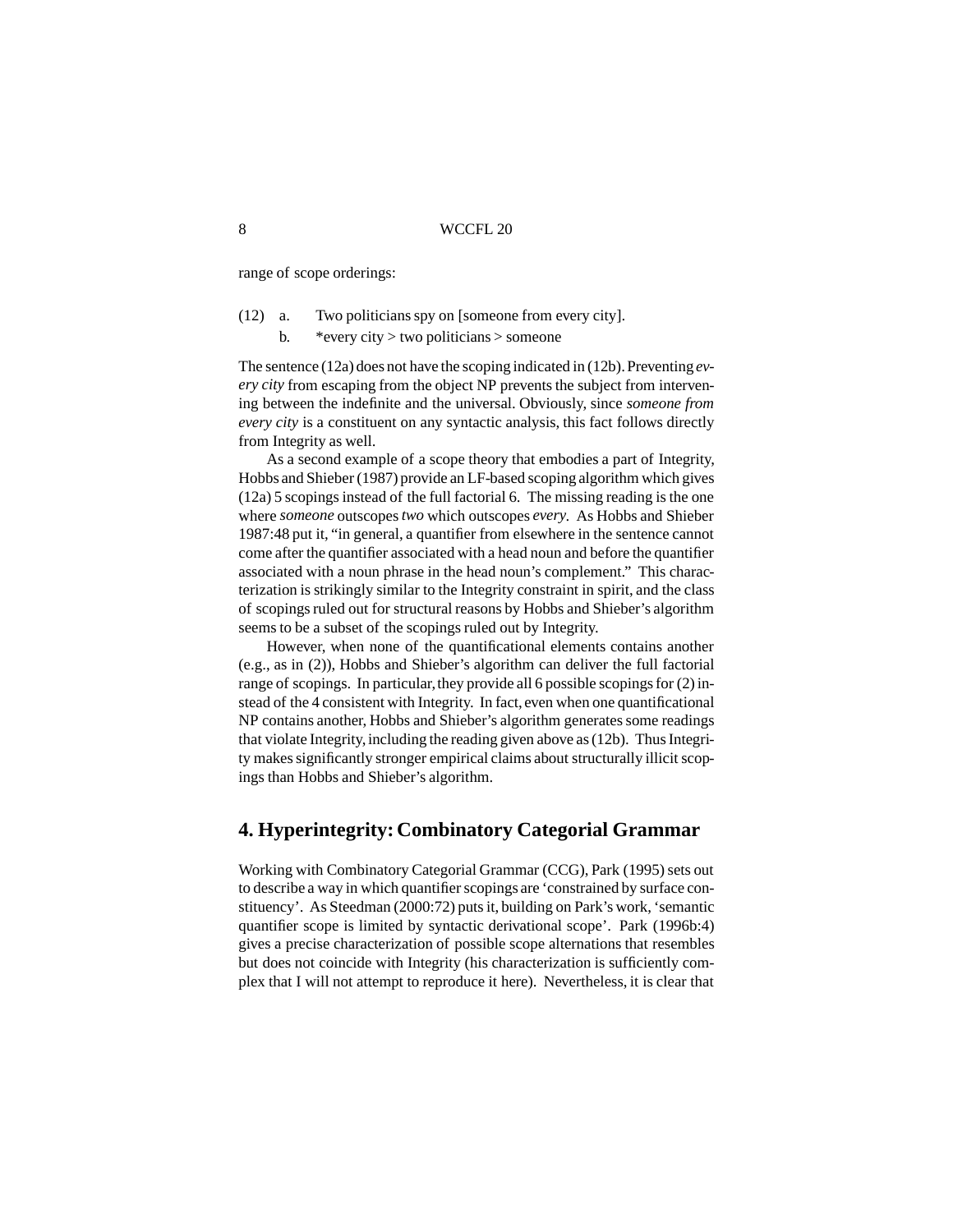range of scope orderings:

(12) a. Two politicians spy on [someone from every city].

b. *every city > two politicians > someone

The sentence (12a) does not have the scoping indicated in (12b). Preventing *every city* from escaping from the object NP prevents the subject from intervening between the indefinite and the universal. Obviously, since *someone from every city* is a constituent on any syntactic analysis, this fact follows directly from Integrity as well.

As a second example of a scope theory that embodies a part of Integrity, Hobbs and Shieber (1987) provide an LF-based scoping algorithm which gives (12a) 5 scopings instead of the full factorial 6. The missing reading is the one where *someone* outscopes *two* which outscopes *every*. As Hobbs and Shieber 1987:48 put it, "in general, a quantifier from elsewhere in the sentence cannot come after the quantifier associated with a head noun and before the quantifier associated with a noun phrase in the head noun's complement." This characterization is strikingly similar to the Integrity constraint in spirit, and the class of scopings ruled out for structural reasons by Hobbs and Shieber's algorithm seems to be a subset of the scopings ruled out by Integrity.

However, when none of the quantificational elements contains another (e.g., as in (2)), Hobbs and Shieber's algorithm can deliver the full factorial range of scopings. In particular, they provide all 6 possible scopings for (2) instead of the 4 consistent with Integrity. In fact, even when one quantificational NP contains another, Hobbs and Shieber's algorithm generates some readings that violate Integrity, including the reading given above as (12b). Thus Integrity makes significantly stronger empirical claims about structurally illicit scopings than Hobbs and Shieber's algorithm.

## 4. Hyperintegrity: Combinatory Categorial Grammar

Working with Combinatory Categorial Grammar (CCG), Park (1995) sets out to describe a way in which quantifier scopings are 'constrained by surface constituency'. As Steedman (2000:72) puts it, building on Park's work, 'semantic quantifier scope is limited by syntactic derivational scope'. Park (1996b:4) gives a precise characterization of possible scope alternations that resembles but does not coincide with Integrity (his characterization is sufficiently complex that I will not attempt to reproduce it here). Nevertheless, it is clear that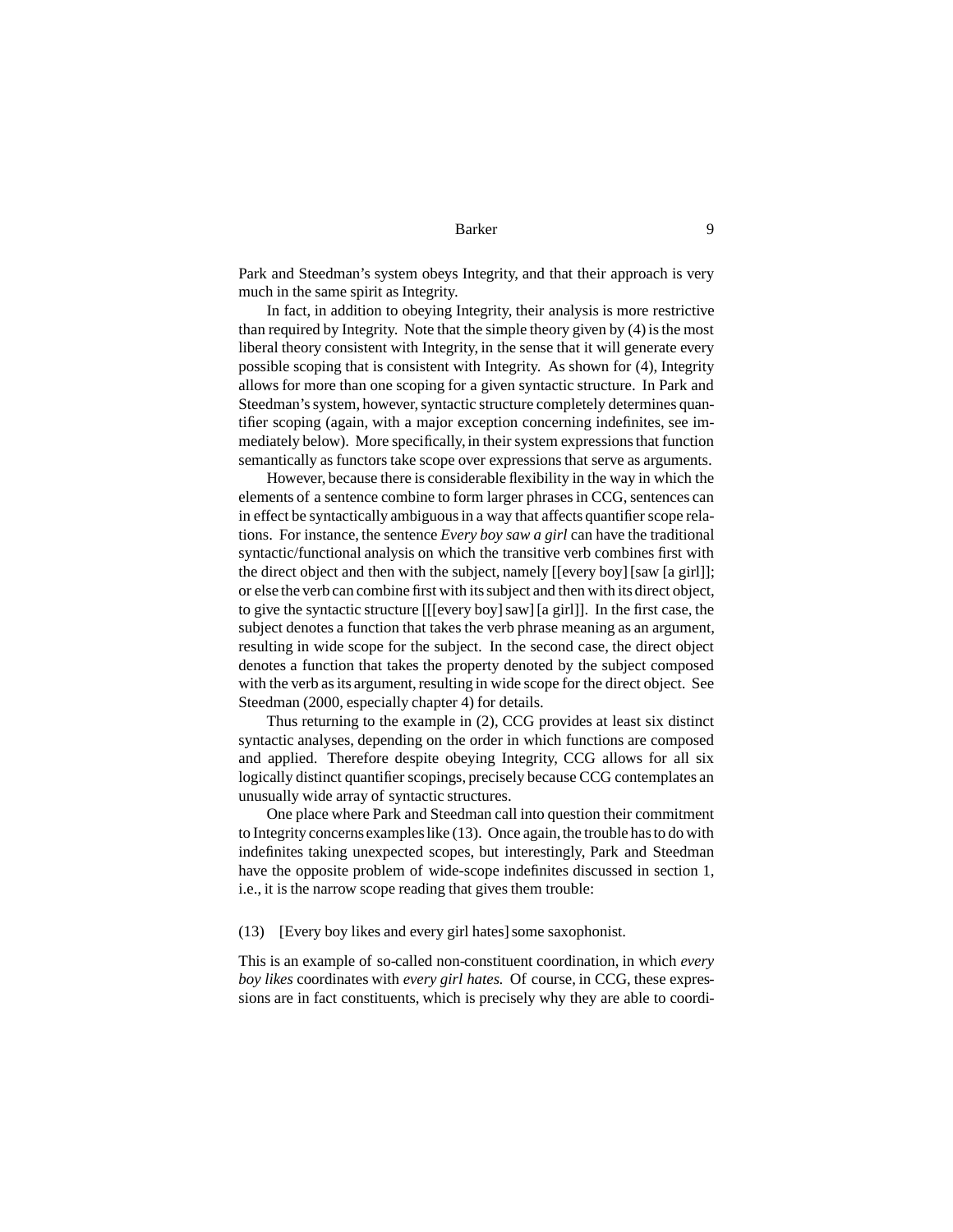Park and Steedman's system obeys Integrity, and that their approach is very much in the same spirit as Integrity.

In fact, in addition to obeying Integrity, their analysis is more restrictive than required by Integrity. Note that the simple theory given by (4) is the most liberal theory consistent with Integrity, in the sense that it will generate every possible scoping that is consistent with Integrity. As shown for (4), Integrity allows for more than one scoping for a given syntactic structure. In Park and Steedman's system, however, syntactic structure completely determines quantifier scoping (again, with a major exception concerning indefinites, see immediately below). More specifically, in their system expressions that function semantically as functors take scope over expressions that serve as arguments.

However, because there is considerable flexibility in the way in which the elements of a sentence combine to form larger phrases in CCG, sentences can in effect be syntactically ambiguous in a way that affects quantifier scope relations. For instance, the sentence *Every boy saw a girl* can have the traditional syntactic/functional analysis on which the transitive verb combines first with the direct object and then with the subject, namely [[every boy] [saw [a girl]]; or else the verb can combine first with its subject and then with its direct object, to give the syntactic structure [[[every boy] saw] [a girl]]. In the first case, the subject denotes a function that takes the verb phrase meaning as an argument, resulting in wide scope for the subject. In the second case, the direct object denotes a function that takes the property denoted by the subject composed with the verb as its argument, resulting in wide scope for the direct object. See Steedman (2000, especially chapter 4) for details.

Thus returning to the example in (2), CCG provides at least six distinct syntactic analyses, depending on the order in which functions are composed and applied. Therefore despite obeying Integrity, CCG allows for all six logically distinct quantifier scopings, precisely because CCG contemplates an unusually wide array of syntactic structures.

One place where Park and Steedman call into question their commitment to Integrity concerns examples like (13). Once again, the trouble has to do with indefinites taking unexpected scopes, but interestingly, Park and Steedman have the opposite problem of wide-scope indefinites discussed in section 1, i.e., it is the narrow scope reading that gives them trouble:

(13) [Every boy likes and every girl hates] some saxophonist.

This is an example of so-called non-constituent coordination, in which *every boy likes* coordinates with *every girl hates.* Of course, in CCG, these expressions are in fact constituents, which is precisely why they are able to coordi-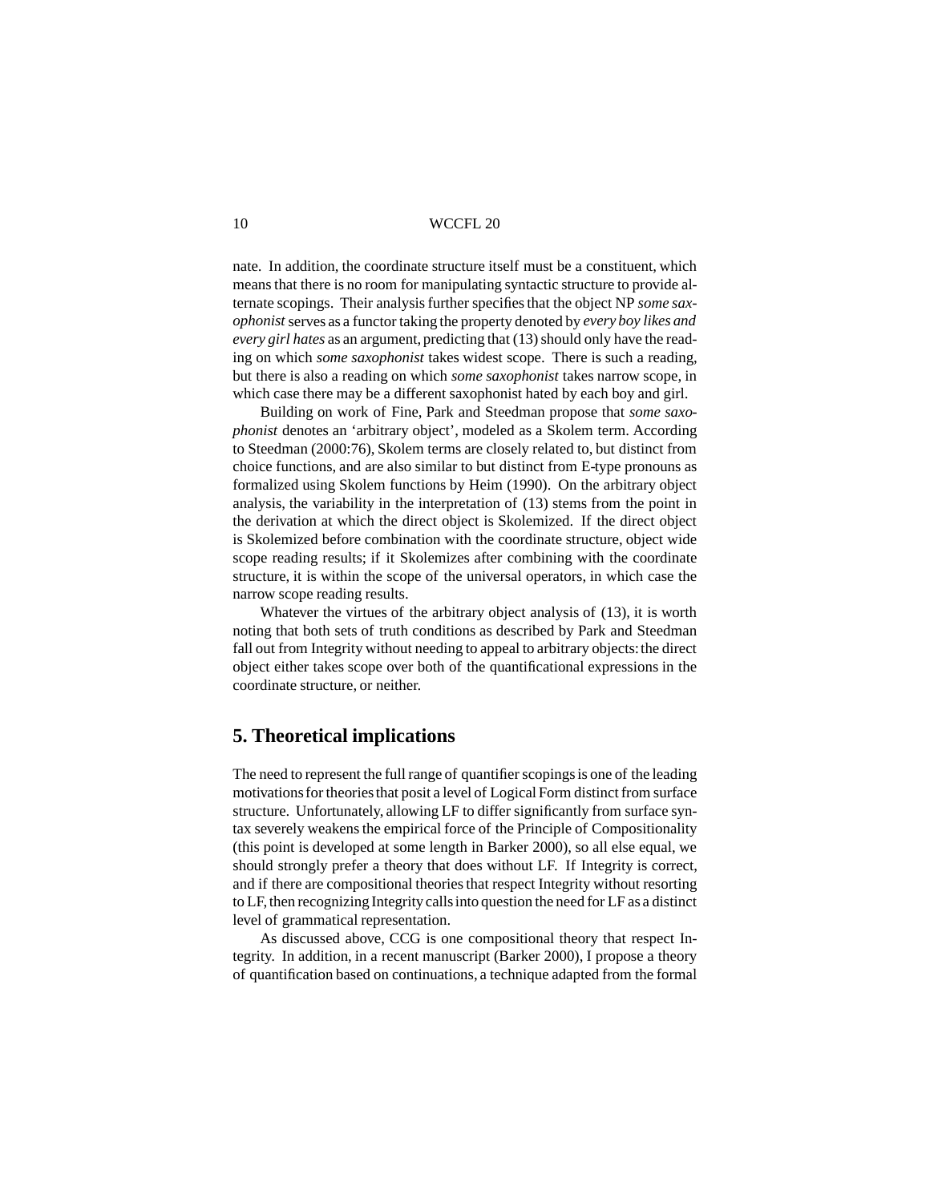nate. In addition, the coordinate structure itself must be a constituent, which means that there is no room for manipulating syntactic structure to provide alternate scopings. Their analysis further specifies that the object NP *some saxophonist* serves as a functor taking the property denoted by *every boy likes and every girl hates* as an argument, predicting that (13) should only have the reading on which *some saxophonist* takes widest scope. There is such a reading, but there is also a reading on which *some saxophonist* takes narrow scope, in which case there may be a different saxophonist hated by each boy and girl.

Building on work of Fine, Park and Steedman propose that *some saxophonist* denotes an 'arbitrary object', modeled as a Skolem term. According to Steedman (2000:76), Skolem terms are closely related to, but distinct from choice functions, and are also similar to but distinct from E-type pronouns as formalized using Skolem functions by Heim (1990). On the arbitrary object analysis, the variability in the interpretation of (13) stems from the point in the derivation at which the direct object is Skolemized. If the direct object is Skolemized before combination with the coordinate structure, object wide scope reading results; if it Skolemizes after combining with the coordinate structure, it is within the scope of the universal operators, in which case the narrow scope reading results.

Whatever the virtues of the arbitrary object analysis of (13), it is worth noting that both sets of truth conditions as described by Park and Steedman fall out from Integrity without needing to appeal to arbitrary objects: the direct object either takes scope over both of the quantificational expressions in the coordinate structure, or neither.

## 5. Theoretical implications

The need to represent the full range of quantifier scopings is one of the leading motivations for theories that posit a level of Logical Form distinct from surface structure. Unfortunately, allowing LF to differ significantly from surface syntax severely weakens the empirical force of the Principle of Compositionality (this point is developed at some length in Barker 2000), so all else equal, we should strongly prefer a theory that does without LF. If Integrity is correct, and if there are compositional theories that respect Integrity without resorting to LF, then recognizing Integrity calls into question the need for LF as a distinct level of grammatical representation.

As discussed above, CCG is one compositional theory that respect Integrity. In addition, in a recent manuscript (Barker 2000), I propose a theory of quantification based on continuations, a technique adapted from the formal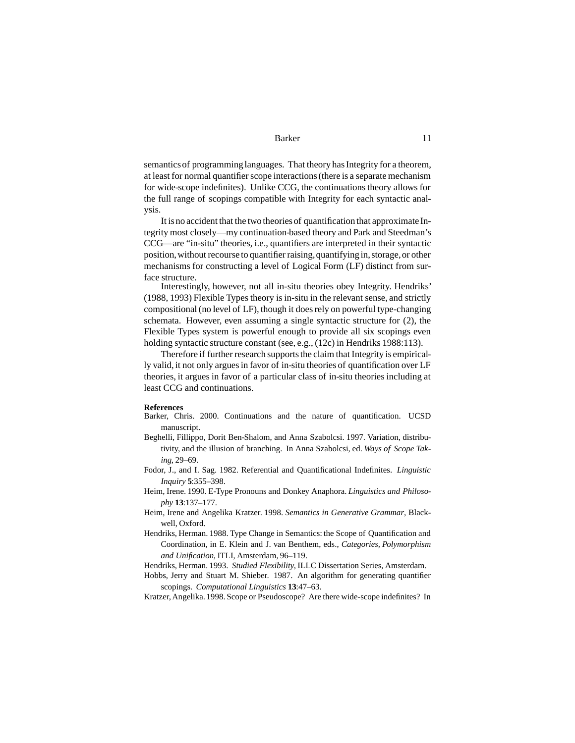semantics of programming languages. That theory has Integrity for a theorem, at least for normal quantifier scope interactions (there is a separate mechanism for wide-scope indefinites). Unlike CCG, the continuations theory allows for the full range of scopings compatible with Integrity for each syntactic analysis.

It is no accident that the two theories of quantification that approximate Integrity most closely—my continuation-based theory and Park and Steedman's CCG—are "in-situ" theories, i.e., quantifiers are interpreted in their syntactic position, without recourse to quantifier raising, quantifying in, storage, or other mechanisms for constructing a level of Logical Form (LF) distinct from surface structure.

Interestingly, however, not all in-situ theories obey Integrity. Hendriks' (1988, 1993) Flexible Types theory is in-situ in the relevant sense, and strictly compositional (no level of LF), though it does rely on powerful type-changing schemata. However, even assuming a single syntactic structure for (2), the Flexible Types system is powerful enough to provide all six scopings even holding syntactic structure constant (see, e.g., (12c) in Hendriks 1988:113).

Therefore if further research supports the claim that Integrity is empirically valid, it not only argues in favor of in-situ theories of quantification over LF theories, it argues in favor of a particular class of in-situ theories including at least CCG and continuations.

**References**

Barker, Chris. 2000. Continuations and the nature of quantification. UCSD manuscript.

Beghelli, Fillippo, Dorit Ben-Shalom, and Anna Szabolcsi. 1997. Variation, distributivity, and the illusion of branching. In Anna Szabolcsi, ed. *Ways of Scope Taking*, 29–69.

Fodor, J., and I. Sag. 1982. Referential and Quantificational Indefinites. *Linguistic Inquiry* **5**:355–398.

Heim, Irene. 1990. E-Type Pronouns and Donkey Anaphora. *Linguistics and Philosophy* **13**:137–177.

Heim, Irene and Angelika Kratzer. 1998. *Semantics in Generative Grammar*, Blackwell, Oxford.

Hendriks, Herman. 1988. Type Change in Semantics: the Scope of Quantification and Coordination, in E. Klein and J. van Benthem, eds., *Categories, Polymorphism and Unification*, ITLI, Amsterdam, 96–119.

Hendriks, Herman. 1993. *Studied Flexibility*, ILLC Dissertation Series, Amsterdam.

Hobbs, Jerry and Stuart M. Shieber. 1987. An algorithm for generating quantifier scopings. *Computational Linguistics* **13**:47–63.

Kratzer, Angelika. 1998. Scope or Pseudoscope? Are there wide-scope indefinites? In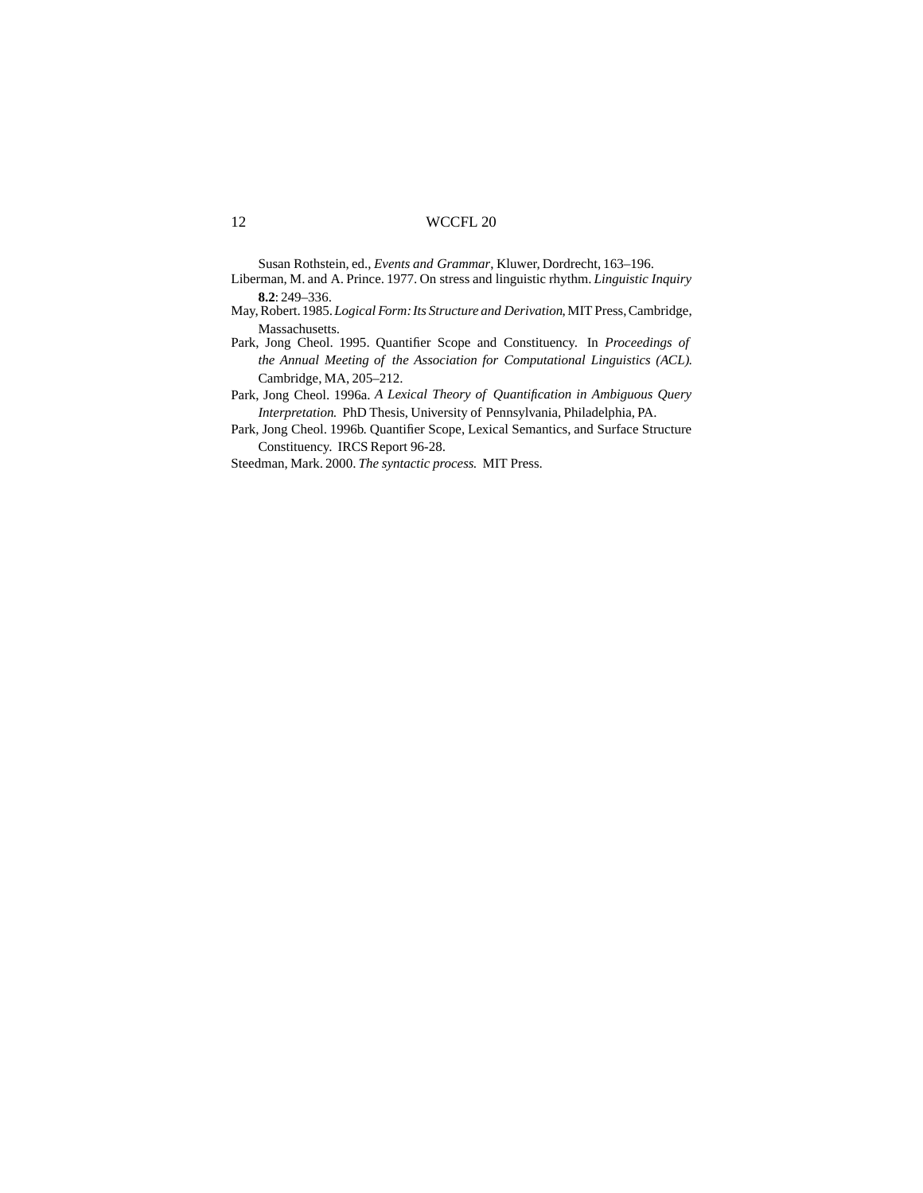Susan Rothstein, ed., *Events and Grammar*, Kluwer, Dordrecht, 163–196.

Liberman, M. and A. Prince. 1977. On stress and linguistic rhythm. *Linguistic Inquiry* **8.2**: 249–336.

May, Robert. 1985. *Logical Form: Its Structure and Derivation*, MIT Press, Cambridge, Massachusetts.

Park, Jong Cheol. 1995. Quantifier Scope and Constituency. In *Proceedings of the Annual Meeting of the Association for Computational Linguistics (ACL).* Cambridge, MA, 205–212.

Park, Jong Cheol. 1996a. *A Lexical Theory of Quantification in Ambiguous Query Interpretation.* PhD Thesis, University of Pennsylvania, Philadelphia, PA.

Park, Jong Cheol. 1996b. Quantifier Scope, Lexical Semantics, and Surface Structure Constituency. IRCS Report 96-28.

Steedman, Mark. 2000. *The syntactic process.* MIT Press.